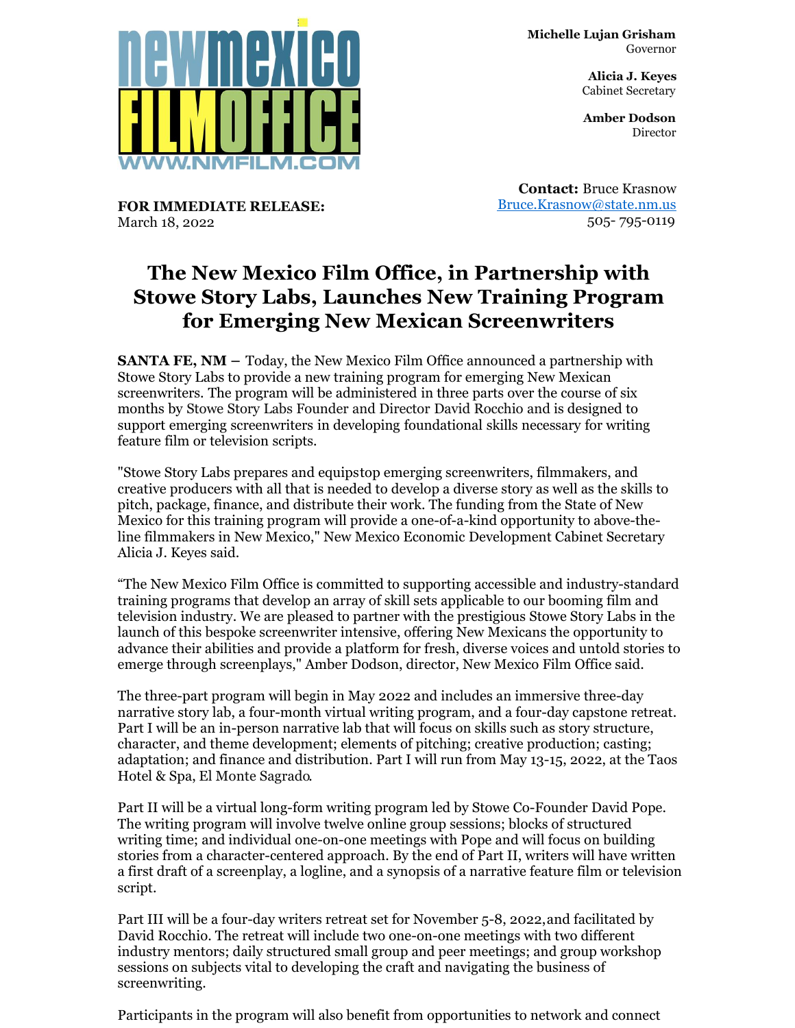**newmexico FILMOFFICE**
WWW.NMFILM.COM

**Michelle Lujan Grisham**
Governor

**Alicia J. Keyes**
Cabinet Secretary

**Amber Dodson**
Director

**Contact:** Bruce Krasnow
Bruce.Krasnow@state.nm.us
505- 795-0119

**FOR IMMEDIATE RELEASE:**
March 18, 2022

# The New Mexico Film Office, in Partnership with Stowe Story Labs, Launches New Training Program for Emerging New Mexican Screenwriters

**SANTA FE, NM –** Today, the New Mexico Film Office announced a partnership with Stowe Story Labs to provide a new training program for emerging New Mexican screenwriters. The program will be administered in three parts over the course of six months by Stowe Story Labs Founder and Director David Rocchio and is designed to support emerging screenwriters in developing foundational skills necessary for writing feature film or television scripts.

"Stowe Story Labs prepares and equipstop emerging screenwriters, filmmakers, and creative producers with all that is needed to develop a diverse story as well as the skills to pitch, package, finance, and distribute their work. The funding from the State of New Mexico for this training program will provide a one-of-a-kind opportunity to above-the-line filmmakers in New Mexico," New Mexico Economic Development Cabinet Secretary Alicia J. Keyes said.

"The New Mexico Film Office is committed to supporting accessible and industry-standard training programs that develop an array of skill sets applicable to our booming film and television industry. We are pleased to partner with the prestigious Stowe Story Labs in the launch of this bespoke screenwriter intensive, offering New Mexicans the opportunity to advance their abilities and provide a platform for fresh, diverse voices and untold stories to emerge through screenplays," Amber Dodson, director, New Mexico Film Office said.

The three-part program will begin in May 2022 and includes an immersive three-day narrative story lab, a four-month virtual writing program, and a four-day capstone retreat. Part I will be an in-person narrative lab that will focus on skills such as story structure, character, and theme development; elements of pitching; creative production; casting; adaptation; and finance and distribution. Part I will run from May 13-15, 2022, at the Taos Hotel & Spa, El Monte Sagrado.

Part II will be a virtual long-form writing program led by Stowe Co-Founder David Pope. The writing program will involve twelve online group sessions; blocks of structured writing time; and individual one-on-one meetings with Pope and will focus on building stories from a character-centered approach. By the end of Part II, writers will have written a first draft of a screenplay, a logline, and a synopsis of a narrative feature film or television script.

Part III will be a four-day writers retreat set for November 5-8, 2022,and facilitated by David Rocchio. The retreat will include two one-on-one meetings with two different industry mentors; daily structured small group and peer meetings; and group workshop sessions on subjects vital to developing the craft and navigating the business of screenwriting.

Participants in the program will also benefit from opportunities to network and connect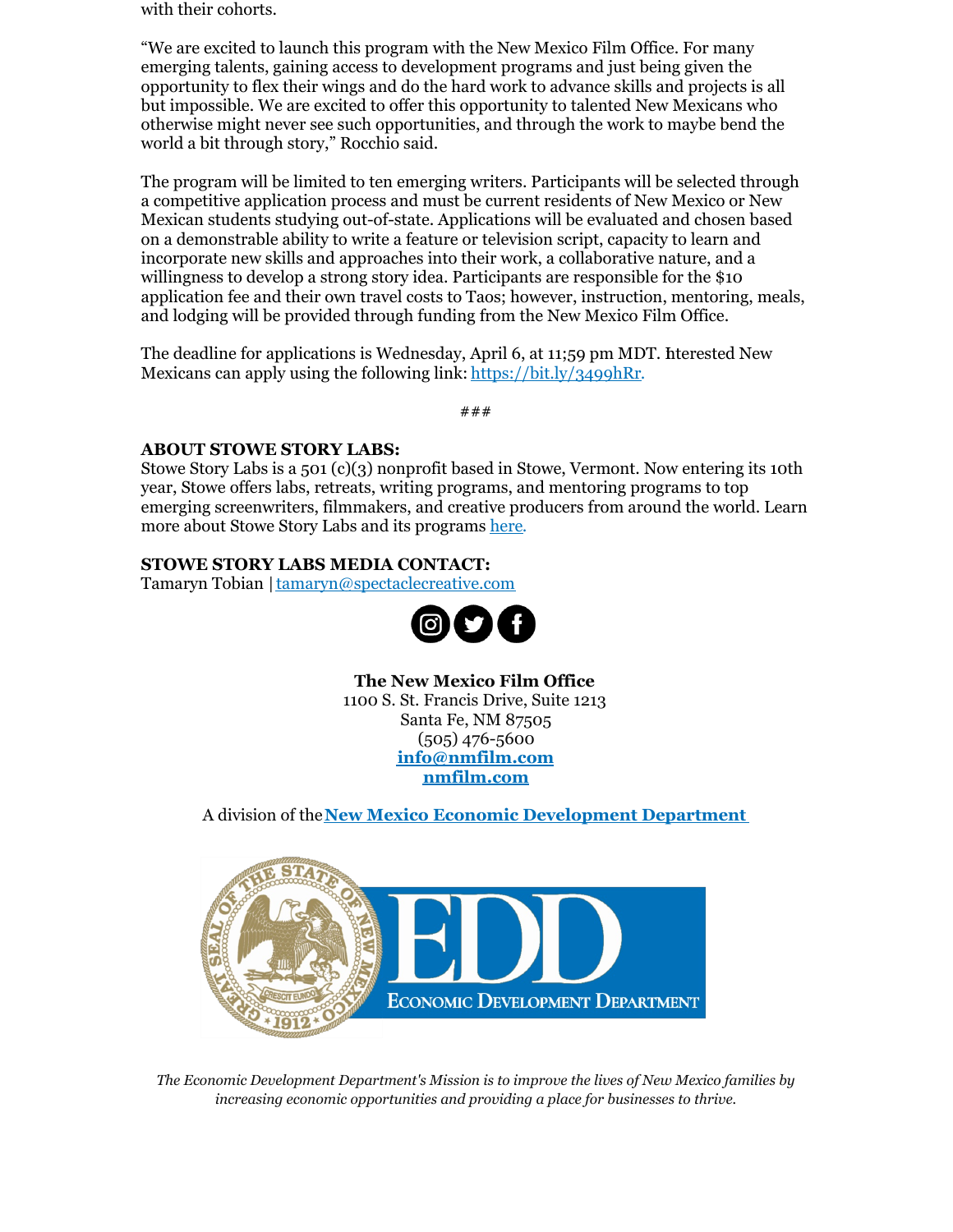with their cohorts.

“We are excited to launch this program with the New Mexico Film Office. For many emerging talents, gaining access to development programs and just being given the opportunity to flex their wings and do the hard work to advance skills and projects is all but impossible. We are excited to offer this opportunity to talented New Mexicans who otherwise might never see such opportunities, and through the work to maybe bend the world a bit through story,” Rocchio said.

The program will be limited to ten emerging writers. Participants will be selected through a competitive application process and must be current residents of New Mexico or New Mexican students studying out-of-state. Applications will be evaluated and chosen based on a demonstrable ability to write a feature or television script, capacity to learn and incorporate new skills and approaches into their work, a collaborative nature, and a willingness to develop a strong story idea. Participants are responsible for the $10 application fee and their own travel costs to Taos; however, instruction, mentoring, meals, and lodging will be provided through funding from the New Mexico Film Office.

The deadline for applications is Wednesday, April 6, at 11;59 pm MDT. Interested New Mexicans can apply using the following link: https://bit.ly/3499hRr.

###

**ABOUT STOWE STORY LABS:**
Stowe Story Labs is a 501 (c)(3) nonprofit based in Stowe, Vermont. Now entering its 10th year, Stowe offers labs, retreats, writing programs, and mentoring programs to top emerging screenwriters, filmmakers, and creative producers from around the world. Learn more about Stowe Story Labs and its programs here.

**STOWE STORY LABS MEDIA CONTACT:**
Tamaryn Tobian | tamaryn@spectaclecreative.com

**The New Mexico Film Office**
1100 S. St. Francis Drive, Suite 1213
Santa Fe, NM 87505
(505) 476-5600
**info@nmfilm.com**
**nmfilm.com**

A division of the **New Mexico Economic Development Department**

*The Economic Development Department's Mission is to improve the lives of New Mexico families by increasing economic opportunities and providing a place for businesses to thrive.*